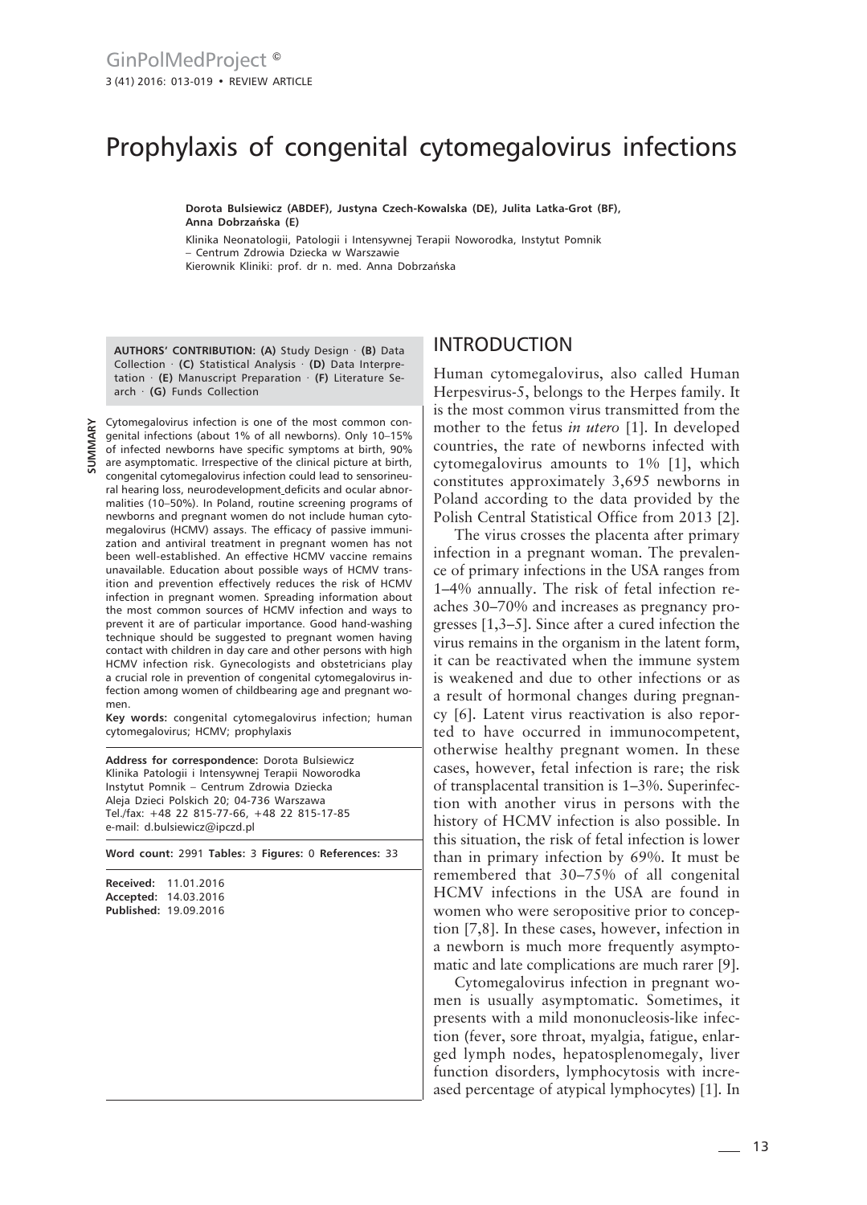# Prophylaxis of congenital cytomegalovirus infections

**Dorota Bulsiewicz (ABDEF), Justyna Czech-Kowalska (DE), Julita Latka-Grot (BF), Anna Dobrzańska (E)**

Klinika Neonatologii, Patologii i Intensywnej Terapii Noworodka, Instytut Pomnik – Centrum Zdrowia Dziecka w Warszawie
Kierownik Kliniki: prof. dr n. med. Anna Dobrzańska

**AUTHORS' CONTRIBUTION: (A)** Study Design · **(B)** Data Collection · **(C)** Statistical Analysis · **(D)** Data Interpretation · **(E)** Manuscript Preparation · **(F)** Literature Search · **(G)** Funds Collection

**SUMMARY**

Cytomegalovirus infection is one of the most common congenital infections (about 1% of all newborns). Only 10–15% of infected newborns have specific symptoms at birth, 90% are asymptomatic. Irrespective of the clinical picture at birth, congenital cytomegalovirus infection could lead to sensorineural hearing loss, neurodevelopment deficits and ocular abnormalities (10–50%). In Poland, routine screening programs of newborns and pregnant women do not include human cytomegalovirus (HCMV) assays. The efficacy of passive immunization and antiviral treatment in pregnant women has not been well-established. An effective HCMV vaccine remains unavailable. Education about possible ways of HCMV transition and prevention effectively reduces the risk of HCMV infection in pregnant women. Spreading information about the most common sources of HCMV infection and ways to prevent it are of particular importance. Good hand-washing technique should be suggested to pregnant women having contact with children in day care and other persons with high HCMV infection risk. Gynecologists and obstetricians play a crucial role in prevention of congenital cytomegalovirus infection among women of childbearing age and pregnant women.

**Key words:** congenital cytomegalovirus infection; human cytomegalovirus; HCMV; prophylaxis

**Address for correspondence:** Dorota Bulsiewicz
Klinika Patologii i Intensywnej Terapii Noworodka
Instytut Pomnik – Centrum Zdrowia Dziecka
Aleja Dzieci Polskich 20; 04-736 Warszawa
Tel./fax: +48 22 815-77-66, +48 22 815-17-85
e-mail: d.bulsiewicz@ipczd.pl

**Word count:** 2991 **Tables:** 3 **Figures:** 0 **References:** 33

**Received:** 11.01.2016
**Accepted:** 14.03.2016
**Published:** 19.09.2016

## INTRODUCTION

Human cytomegalovirus, also called Human Herpesvirus-5, belongs to the Herpes family. It is the most common virus transmitted from the mother to the fetus *in utero* [1]. In developed countries, the rate of newborns infected with cytomegalovirus amounts to 1% [1], which constitutes approximately 3,695 newborns in Poland according to the data provided by the Polish Central Statistical Office from 2013 [2].

The virus crosses the placenta after primary infection in a pregnant woman. The prevalence of primary infections in the USA ranges from 1–4% annually. The risk of fetal infection reaches 30–70% and increases as pregnancy progresses [1,3–5]. Since after a cured infection the virus remains in the organism in the latent form, it can be reactivated when the immune system is weakened and due to other infections or as a result of hormonal changes during pregnancy [6]. Latent virus reactivation is also reported to have occurred in immunocompetent, otherwise healthy pregnant women. In these cases, however, fetal infection is rare; the risk of transplacental transition is 1–3%. Superinfection with another virus in persons with the history of HCMV infection is also possible. In this situation, the risk of fetal infection is lower than in primary infection by 69%. It must be remembered that 30–75% of all congenital HCMV infections in the USA are found in women who were seropositive prior to conception [7,8]. In these cases, however, infection in a newborn is much more frequently asymptomatic and late complications are much rarer [9].

Cytomegalovirus infection in pregnant women is usually asymptomatic. Sometimes, it presents with a mild mononucleosis-like infection (fever, sore throat, myalgia, fatigue, enlarged lymph nodes, hepatosplenomegaly, liver function disorders, lymphocytosis with increased percentage of atypical lymphocytes) [1]. In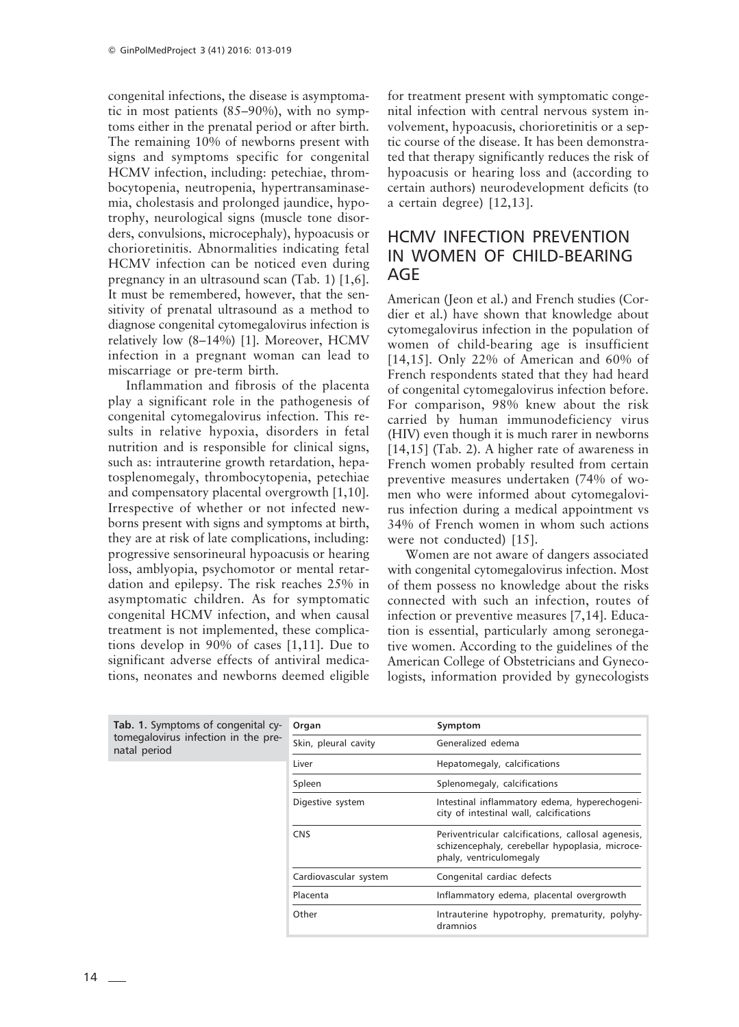congenital infections, the disease is asymptomatic in most patients (85–90%), with no symptoms either in the prenatal period or after birth. The remaining 10% of newborns present with signs and symptoms specific for congenital HCMV infection, including: petechiae, thrombocytopenia, neutropenia, hypertransaminasemia, cholestasis and prolonged jaundice, hypotrophy, neurological signs (muscle tone disorders, convulsions, microcephaly), hypoacusis or chorioretinitis. Abnormalities indicating fetal HCMV infection can be noticed even during pregnancy in an ultrasound scan (Tab. 1) [1,6]. It must be remembered, however, that the sensitivity of prenatal ultrasound as a method to diagnose congenital cytomegalovirus infection is relatively low (8–14%) [1]. Moreover, HCMV infection in a pregnant woman can lead to miscarriage or pre-term birth.

Inflammation and fibrosis of the placenta play a significant role in the pathogenesis of congenital cytomegalovirus infection. This results in relative hypoxia, disorders in fetal nutrition and is responsible for clinical signs, such as: intrauterine growth retardation, hepatosplenomegaly, thrombocytopenia, petechiae and compensatory placental overgrowth [1,10]. Irrespective of whether or not infected newborns present with signs and symptoms at birth, they are at risk of late complications, including: progressive sensorineural hypoacusis or hearing loss, amblyopia, psychomotor or mental retardation and epilepsy. The risk reaches 25% in asymptomatic children. As for symptomatic congenital HCMV infection, and when causal treatment is not implemented, these complications develop in 90% of cases [1,11]. Due to significant adverse effects of antiviral medications, neonates and newborns deemed eligible for treatment present with symptomatic congenital infection with central nervous system involvement, hypoacusis, chorioretinitis or a septic course of the disease. It has been demonstrated that therapy significantly reduces the risk of hypoacusis or hearing loss and (according to certain authors) neurodevelopment deficits (to a certain degree) [12,13].

## HCMV INFECTION PREVENTION IN WOMEN OF CHILD-BEARING AGE

American (Jeon et al.) and French studies (Cordier et al.) have shown that knowledge about cytomegalovirus infection in the population of women of child-bearing age is insufficient [14,15]. Only 22% of American and 60% of French respondents stated that they had heard of congenital cytomegalovirus infection before. For comparison, 98% knew about the risk carried by human immunodeficiency virus (HIV) even though it is much rarer in newborns [14,15] (Tab. 2). A higher rate of awareness in French women probably resulted from certain preventive measures undertaken (74% of women who were informed about cytomegalovirus infection during a medical appointment vs 34% of French women in whom such actions were not conducted) [15].

Women are not aware of dangers associated with congenital cytomegalovirus infection. Most of them possess no knowledge about the risks connected with such an infection, routes of infection or preventive measures [7,14]. Education is essential, particularly among seronegative women. According to the guidelines of the American College of Obstetricians and Gynecologists, information provided by gynecologists

**Tab. 1.** Symptoms of congenital cytomegalovirus infection in the prenatal period

| Organ | Symptom |
|---|---|
| Skin, pleural cavity | Generalized edema |
| Liver | Hepatomegaly, calcifications |
| Spleen | Splenomegaly, calcifications |
| Digestive system | Intestinal inflammatory edema, hyperechogenicity of intestinal wall, calcifications |
| CNS | Periventricular calcifications, callosal agenesis, schizencephaly, cerebellar hypoplasia, microcephaly, ventriculomegaly |
| Cardiovascular system | Congenital cardiac defects |
| Placenta | Inflammatory edema, placental overgrowth |
| Other | Intrauterine hypotrophy, prematurity, polyhydramnios |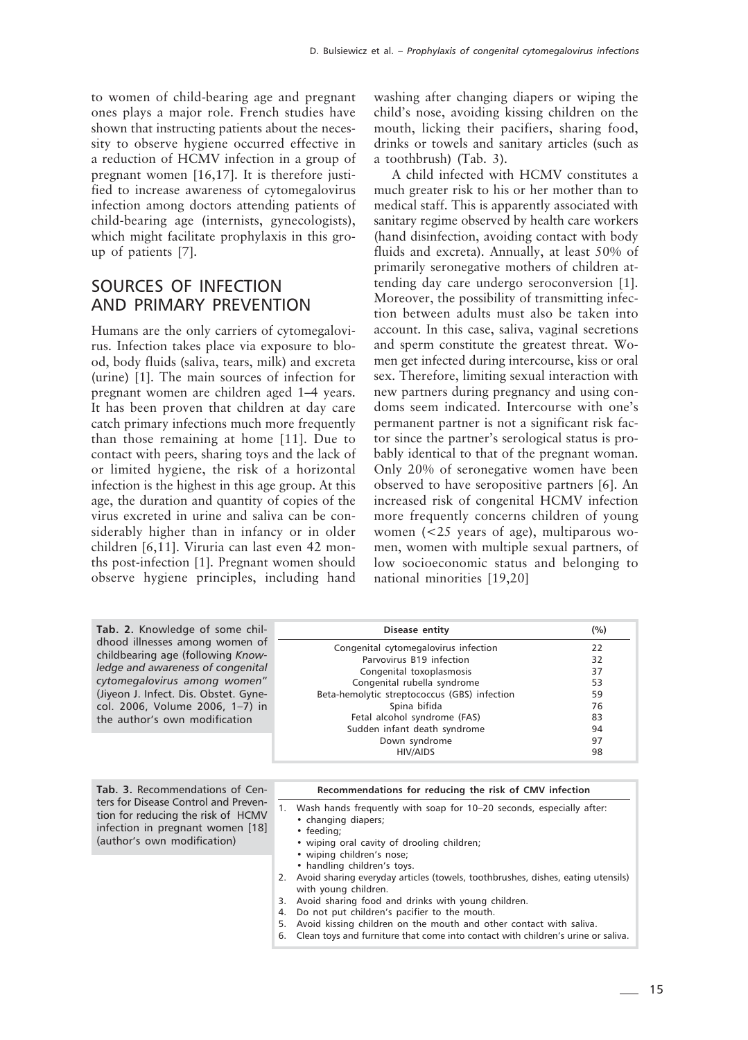to women of child-bearing age and pregnant ones plays a major role. French studies have shown that instructing patients about the necessity to observe hygiene occurred effective in a reduction of HCMV infection in a group of pregnant women [16,17]. It is therefore justified to increase awareness of cytomegalovirus infection among doctors attending patients of child-bearing age (internists, gynecologists), which might facilitate prophylaxis in this group of patients [7].

## SOURCES OF INFECTION AND PRIMARY PREVENTION

Humans are the only carriers of cytomegalovirus. Infection takes place via exposure to blood, body fluids (saliva, tears, milk) and excreta (urine) [1]. The main sources of infection for pregnant women are children aged 1–4 years. It has been proven that children at day care catch primary infections much more frequently than those remaining at home [11]. Due to contact with peers, sharing toys and the lack of or limited hygiene, the risk of a horizontal infection is the highest in this age group. At this age, the duration and quantity of copies of the virus excreted in urine and saliva can be considerably higher than in infancy or in older children [6,11]. Viruria can last even 42 months post-infection [1]. Pregnant women should observe hygiene principles, including hand washing after changing diapers or wiping the child's nose, avoiding kissing children on the mouth, licking their pacifiers, sharing food, drinks or towels and sanitary articles (such as a toothbrush) (Tab. 3).

A child infected with HCMV constitutes a much greater risk to his or her mother than to medical staff. This is apparently associated with sanitary regime observed by health care workers (hand disinfection, avoiding contact with body fluids and excreta). Annually, at least 50% of primarily seronegative mothers of children attending day care undergo seroconversion [1]. Moreover, the possibility of transmitting infection between adults must also be taken into account. In this case, saliva, vaginal secretions and sperm constitute the greatest threat. Women get infected during intercourse, kiss or oral sex. Therefore, limiting sexual interaction with new partners during pregnancy and using condoms seem indicated. Intercourse with one's permanent partner is not a significant risk factor since the partner's serological status is probably identical to that of the pregnant woman. Only 20% of seronegative women have been observed to have seropositive partners [6]. An increased risk of congenital HCMV infection more frequently concerns children of young women (<25 years of age), multiparous women, women with multiple sexual partners, of low socioeconomic status and belonging to national minorities [19,20]

**Tab. 2.** Knowledge of some childhood illnesses among women of childbearing age (following *Knowledge and awareness of congenital cytomegalovirus among women*" (Jiyeon J. Infect. Dis. Obstet. Gynecol. 2006, Volume 2006, 1–7) in the author's own modification

| Disease entity | (%) |
|---|---|
| Congenital cytomegalovirus infection | 22 |
| Parvovirus B19 infection | 32 |
| Congenital toxoplasmosis | 37 |
| Congenital rubella syndrome | 53 |
| Beta-hemolytic streptococcus (GBS) infection | 59 |
| Spina bifida | 76 |
| Fetal alcohol syndrome (FAS) | 83 |
| Sudden infant death syndrome | 94 |
| Down syndrome | 97 |
| HIV/AIDS | 98 |

**Tab. 3.** Recommendations of Centers for Disease Control and Prevention for reducing the risk of HCMV infection in pregnant women [18] (author's own modification)

**Recommendations for reducing the risk of CMV infection**

1. Wash hands frequently with soap for 10–20 seconds, especially after:
   - changing diapers;
   - feeding;
   - wiping oral cavity of drooling children;
   - wiping children's nose;
   - handling children's toys.
2. Avoid sharing everyday articles (towels, toothbrushes, dishes, eating utensils) with young children.
3. Avoid sharing food and drinks with young children.
4. Do not put children's pacifier to the mouth.
5. Avoid kissing children on the mouth and other contact with saliva.
6. Clean toys and furniture that come into contact with children's urine or saliva.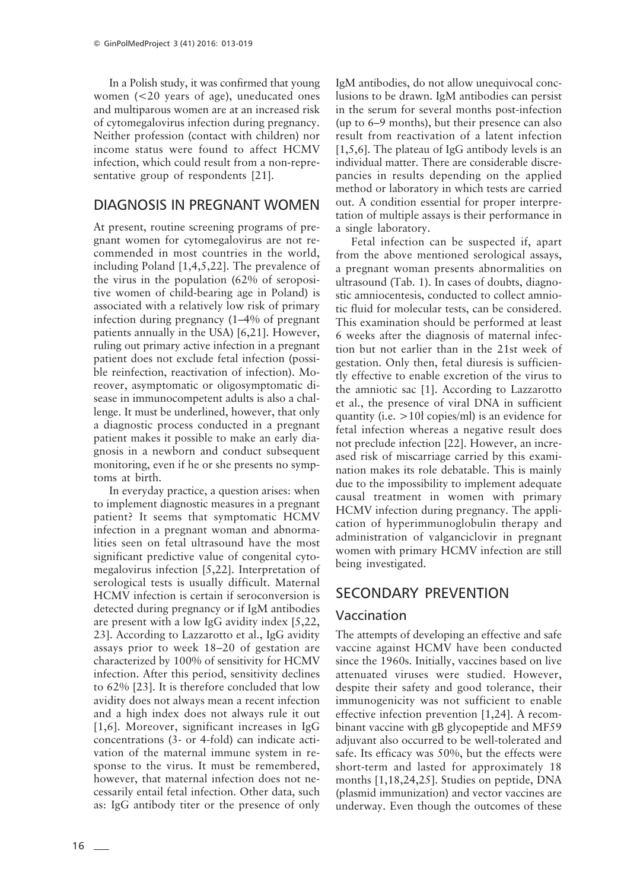In a Polish study, it was confirmed that young women (<20 years of age), uneducated ones and multiparous women are at an increased risk of cytomegalovirus infection during pregnancy. Neither profession (contact with children) nor income status were found to affect HCMV infection, which could result from a non-representative group of respondents [21].

## DIAGNOSIS IN PREGNANT WOMEN

At present, routine screening programs of pregnant women for cytomegalovirus are not recommended in most countries in the world, including Poland [1,4,5,22]. The prevalence of the virus in the population (62% of seropositive women of child-bearing age in Poland) is associated with a relatively low risk of primary infection during pregnancy (1–4% of pregnant patients annually in the USA) [6,21]. However, ruling out primary active infection in a pregnant patient does not exclude fetal infection (possible reinfection, reactivation of infection). Moreover, asymptomatic or oligosymptomatic disease in immunocompetent adults is also a challenge. It must be underlined, however, that only a diagnostic process conducted in a pregnant patient makes it possible to make an early diagnosis in a newborn and conduct subsequent monitoring, even if he or she presents no symptoms at birth.

In everyday practice, a question arises: when to implement diagnostic measures in a pregnant patient? It seems that symptomatic HCMV infection in a pregnant woman and abnormalities seen on fetal ultrasound have the most significant predictive value of congenital cytomegalovirus infection [5,22]. Interpretation of serological tests is usually difficult. Maternal HCMV infection is certain if seroconversion is detected during pregnancy or if IgM antibodies are present with a low IgG avidity index [5,22, 23]. According to Lazzarotto et al., IgG avidity assays prior to week 18–20 of gestation are characterized by 100% of sensitivity for HCMV infection. After this period, sensitivity declines to 62% [23]. It is therefore concluded that low avidity does not always mean a recent infection and a high index does not always rule it out [1,6]. Moreover, significant increases in IgG concentrations (3- or 4-fold) can indicate activation of the maternal immune system in response to the virus. It must be remembered, however, that maternal infection does not necessarily entail fetal infection. Other data, such as: IgG antibody titer or the presence of only IgM antibodies, do not allow unequivocal conclusions to be drawn. IgM antibodies can persist in the serum for several months post-infection (up to 6–9 months), but their presence can also result from reactivation of a latent infection [1,5,6]. The plateau of IgG antibody levels is an individual matter. There are considerable discrepancies in results depending on the applied method or laboratory in which tests are carried out. A condition essential for proper interpretation of multiple assays is their performance in a single laboratory.

Fetal infection can be suspected if, apart from the above mentioned serological assays, a pregnant woman presents abnormalities on ultrasound (Tab. 1). In cases of doubts, diagnostic amniocentesis, conducted to collect amniotic fluid for molecular tests, can be considered. This examination should be performed at least 6 weeks after the diagnosis of maternal infection but not earlier than in the 21st week of gestation. Only then, fetal diuresis is sufficiently effective to enable excretion of the virus to the amniotic sac [1]. According to Lazzarotto et al., the presence of viral DNA in sufficient quantity (i.e. >10l copies/ml) is an evidence for fetal infection whereas a negative result does not preclude infection [22]. However, an increased risk of miscarriage carried by this examination makes its role debatable. This is mainly due to the impossibility to implement adequate causal treatment in women with primary HCMV infection during pregnancy. The application of hyperimmunoglobulin therapy and administration of valganciclovir in pregnant women with primary HCMV infection are still being investigated.

## SECONDARY PREVENTION

### Vaccination

The attempts of developing an effective and safe vaccine against HCMV have been conducted since the 1960s. Initially, vaccines based on live attenuated viruses were studied. However, despite their safety and good tolerance, their immunogenicity was not sufficient to enable effective infection prevention [1,24]. A recombinant vaccine with gB glycopeptide and MF59 adjuvant also occurred to be well-tolerated and safe. Its efficacy was 50%, but the effects were short-term and lasted for approximately 18 months [1,18,24,25]. Studies on peptide, DNA (plasmid immunization) and vector vaccines are underway. Even though the outcomes of these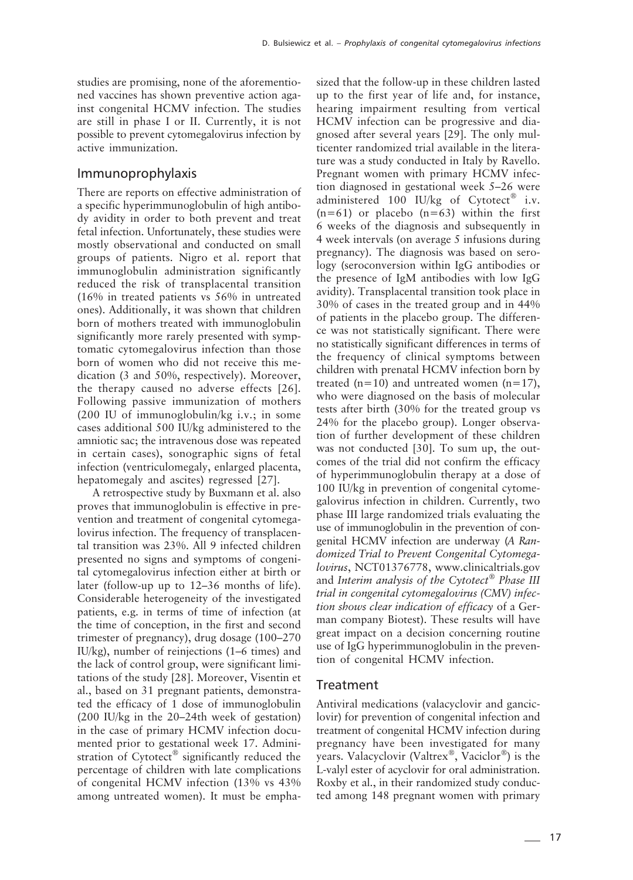studies are promising, none of the aforementioned vaccines has shown preventive action against congenital HCMV infection. The studies are still in phase I or II. Currently, it is not possible to prevent cytomegalovirus infection by active immunization.

## Immunoprophylaxis

There are reports on effective administration of a specific hyperimmunoglobulin of high antibody avidity in order to both prevent and treat fetal infection. Unfortunately, these studies were mostly observational and conducted on small groups of patients. Nigro et al. report that immunoglobulin administration significantly reduced the risk of transplacental transition (16% in treated patients vs 56% in untreated ones). Additionally, it was shown that children born of mothers treated with immunoglobulin significantly more rarely presented with symptomatic cytomegalovirus infection than those born of women who did not receive this medication (3 and 50%, respectively). Moreover, the therapy caused no adverse effects [26]. Following passive immunization of mothers (200 IU of immunoglobulin/kg i.v.; in some cases additional 500 IU/kg administered to the amniotic sac; the intravenous dose was repeated in certain cases), sonographic signs of fetal infection (ventriculomegaly, enlarged placenta, hepatomegaly and ascites) regressed [27].

A retrospective study by Buxmann et al. also proves that immunoglobulin is effective in prevention and treatment of congenital cytomegalovirus infection. The frequency of transplacental transition was 23%. All 9 infected children presented no signs and symptoms of congenital cytomegalovirus infection either at birth or later (follow-up up to 12–36 months of life). Considerable heterogeneity of the investigated patients, e.g. in terms of time of infection (at the time of conception, in the first and second trimester of pregnancy), drug dosage (100–270 IU/kg), number of reinjections (1–6 times) and the lack of control group, were significant limitations of the study [28]. Moreover, Visentin et al., based on 31 pregnant patients, demonstrated the efficacy of 1 dose of immunoglobulin (200 IU/kg in the 20–24th week of gestation) in the case of primary HCMV infection documented prior to gestational week 17. Administration of Cytotect® significantly reduced the percentage of children with late complications of congenital HCMV infection (13% vs 43% among untreated women). It must be emphasized that the follow-up in these children lasted up to the first year of life and, for instance, hearing impairment resulting from vertical HCMV infection can be progressive and diagnosed after several years [29]. The only multicenter randomized trial available in the literature was a study conducted in Italy by Ravello. Pregnant women with primary HCMV infection diagnosed in gestational week 5–26 were administered 100 IU/kg of Cytotect® i.v. (n=61) or placebo (n=63) within the first 6 weeks of the diagnosis and subsequently in 4 week intervals (on average 5 infusions during pregnancy). The diagnosis was based on serology (seroconversion within IgG antibodies or the presence of IgM antibodies with low IgG avidity). Transplacental transition took place in 30% of cases in the treated group and in 44% of patients in the placebo group. The difference was not statistically significant. There were no statistically significant differences in terms of the frequency of clinical symptoms between children with prenatal HCMV infection born by treated (n=10) and untreated women (n=17), who were diagnosed on the basis of molecular tests after birth (30% for the treated group vs 24% for the placebo group). Longer observation of further development of these children was not conducted [30]. To sum up, the outcomes of the trial did not confirm the efficacy of hyperimmunoglobulin therapy at a dose of 100 IU/kg in prevention of congenital cytomegalovirus infection in children. Currently, two phase III large randomized trials evaluating the use of immunoglobulin in the prevention of congenital HCMV infection are underway (*A Randomized Trial to Prevent Congenital Cytomegalovirus*, NCT01376778, www.clinicaltrials.gov and *Interim analysis of the Cytotect® Phase III trial in congenital cytomegalovirus (CMV) infection shows clear indication of efficacy* of a German company Biotest). These results will have great impact on a decision concerning routine use of IgG hyperimmunoglobulin in the prevention of congenital HCMV infection.

## Treatment

Antiviral medications (valacyclovir and ganciclovir) for prevention of congenital infection and treatment of congenital HCMV infection during pregnancy have been investigated for many years. Valacyclovir (Valtrex®, Vaciclor®) is the L-valyl ester of acyclovir for oral administration. Roxby et al., in their randomized study conducted among 148 pregnant women with primary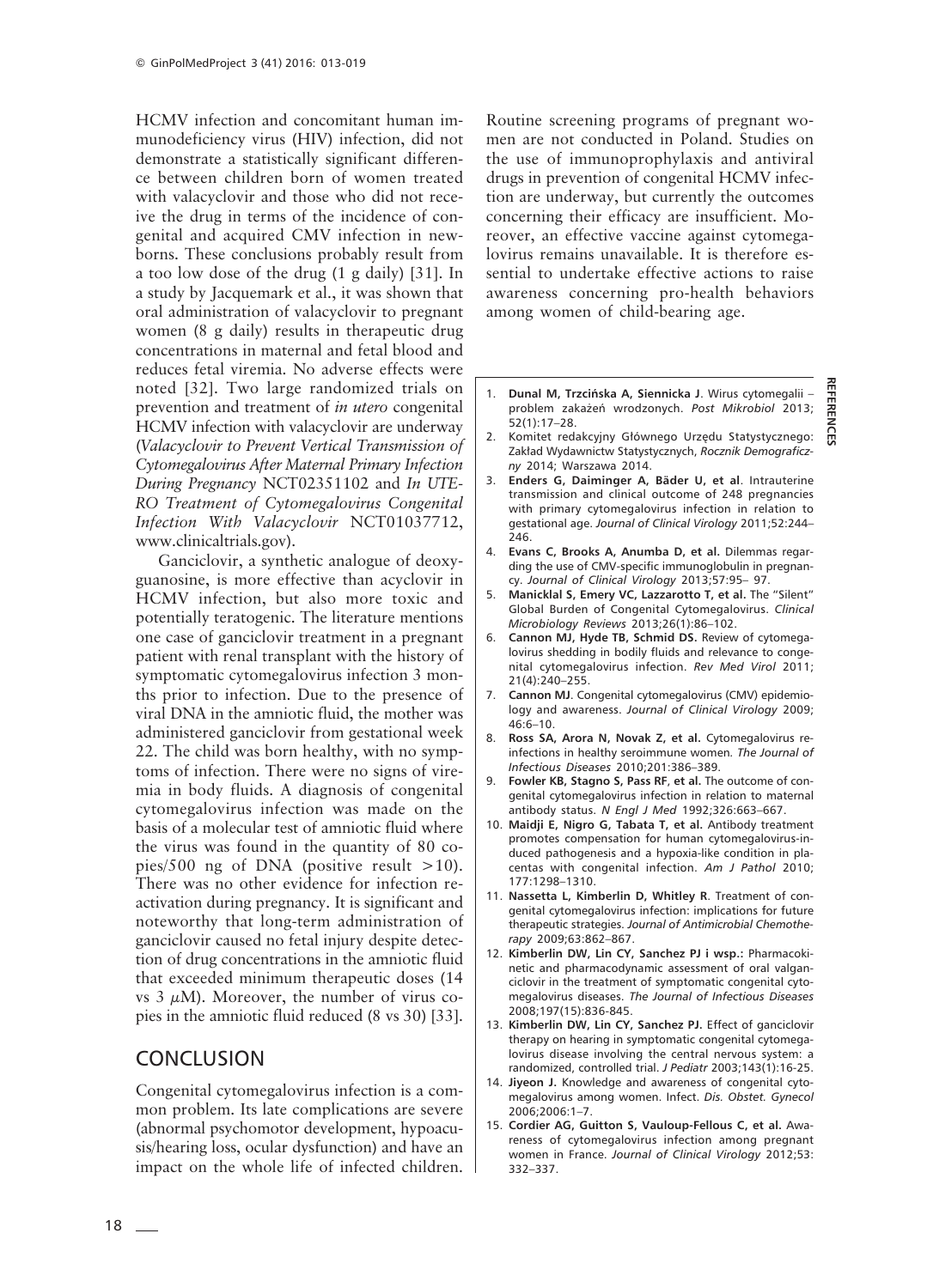HCMV infection and concomitant human immunodeficiency virus (HIV) infection, did not demonstrate a statistically significant difference between children born of women treated with valacyclovir and those who did not receive the drug in terms of the incidence of congenital and acquired CMV infection in newborns. These conclusions probably result from a too low dose of the drug (1 g daily) [31]. In a study by Jacquemark et al., it was shown that oral administration of valacyclovir to pregnant women (8 g daily) results in therapeutic drug concentrations in maternal and fetal blood and reduces fetal viremia. No adverse effects were noted [32]. Two large randomized trials on prevention and treatment of *in utero* congenital HCMV infection with valacyclovir are underway (*Valacyclovir to Prevent Vertical Transmission of Cytomegalovirus After Maternal Primary Infection During Pregnancy* NCT02351102 and *In UTERO Treatment of Cytomegalovirus Congenital Infection With Valacyclovir* NCT01037712, www.clinicaltrials.gov).

Ganciclovir, a synthetic analogue of deoxyguanosine, is more effective than acyclovir in HCMV infection, but also more toxic and potentially teratogenic. The literature mentions one case of ganciclovir treatment in a pregnant patient with renal transplant with the history of symptomatic cytomegalovirus infection 3 months prior to infection. Due to the presence of viral DNA in the amniotic fluid, the mother was administered ganciclovir from gestational week 22. The child was born healthy, with no symptoms of infection. There were no signs of viremia in body fluids. A diagnosis of congenital cytomegalovirus infection was made on the basis of a molecular test of amniotic fluid where the virus was found in the quantity of 80 copies/500 ng of DNA (positive result >10). There was no other evidence for infection reactivation during pregnancy. It is significant and noteworthy that long-term administration of ganciclovir caused no fetal injury despite detection of drug concentrations in the amniotic fluid that exceeded minimum therapeutic doses (14 vs 3 $\mu$M). Moreover, the number of virus copies in the amniotic fluid reduced (8 vs 30) [33].

## CONCLUSION

Congenital cytomegalovirus infection is a common problem. Its late complications are severe (abnormal psychomotor development, hypoacusis/hearing loss, ocular dysfunction) and have an impact on the whole life of infected children. Routine screening programs of pregnant women are not conducted in Poland. Studies on the use of immunoprophylaxis and antiviral drugs in prevention of congenital HCMV infection are underway, but currently the outcomes concerning their efficacy are insufficient. Moreover, an effective vaccine against cytomegalovirus remains unavailable. It is therefore essential to undertake effective actions to raise awareness concerning pro-health behaviors among women of child-bearing age.

## REFERENCES

1. **Dunal M, Trzcińska A, Siennicka J**. Wirus cytomegalii – problem zakażeń wrodzonych. *Post Mikrobiol* 2013; 52(1):17–28.
2. Komitet redakcyjny Głównego Urzędu Statystycznego: Zakład Wydawnictw Statystycznych, *Rocznik Demograficzny* 2014; Warszawa 2014.
3. **Enders G, Daiminger A, Bäder U, et al**. Intrauterine transmission and clinical outcome of 248 pregnancies with primary cytomegalovirus infection in relation to gestational age. *Journal of Clinical Virology* 2011;52:244–246.
4. **Evans C, Brooks A, Anumba D, et al.** Dilemmas regarding the use of CMV-specific immunoglobulin in pregnancy. *Journal of Clinical Virology* 2013;57:95– 97.
5. **Manicklal S, Emery VC, Lazzarotto T, et al.** The "Silent" Global Burden of Congenital Cytomegalovirus. *Clinical Microbiology Reviews* 2013;26(1):86–102.
6. **Cannon MJ, Hyde TB, Schmid DS.** Review of cytomegalovirus shedding in bodily fluids and relevance to congenital cytomegalovirus infection. *Rev Med Virol* 2011; 21(4):240–255.
7. **Cannon MJ**. Congenital cytomegalovirus (CMV) epidemiology and awareness. *Journal of Clinical Virology* 2009; 46:6–10.
8. **Ross SA, Arora N, Novak Z, et al.** Cytomegalovirus reinfections in healthy seroimmune women*. The Journal of Infectious Diseases* 2010;201:386–389.
9. **Fowler KB, Stagno S, Pass RF**, **et al.** The outcome of congenital cytomegalovirus infection in relation to maternal antibody status. *N Engl J Med* 1992;326:663–667.
10. **Maidji E, Nigro G, Tabata T, et al.** Antibody treatment promotes compensation for human cytomegalovirus-induced pathogenesis and a hypoxia-like condition in placentas with congenital infection. *Am J Pathol* 2010; 177:1298–1310.
11. **Nassetta L, Kimberlin D, Whitley R**. Treatment of congenital cytomegalovirus infection: implications for future therapeutic strategies. *Journal of Antimicrobial Chemotherapy* 2009;63:862–867.
12. **Kimberlin DW, Lin CY, Sanchez PJ i wsp.:** Pharmacokinetic and pharmacodynamic assessment of oral valganciclovir in the treatment of symptomatic congenital cytomegalovirus diseases. *The Journal of Infectious Diseases* 2008;197(15):836-845.
13. **Kimberlin DW, Lin CY, Sanchez PJ.** Effect of ganciclovir therapy on hearing in symptomatic congenital cytomegalovirus disease involving the central nervous system: a randomized, controlled trial. *J Pediatr* 2003;143(1):16-25.
14. **Jiyeon J.** Knowledge and awareness of congenital cytomegalovirus among women. Infect. *Dis. Obstet. Gynecol* 2006;2006:1–7.
15. **Cordier AG, Guitton S, Vauloup-Fellous C, et al.** Awareness of cytomegalovirus infection among pregnant women in France. *Journal of Clinical Virology* 2012;53: 332–337.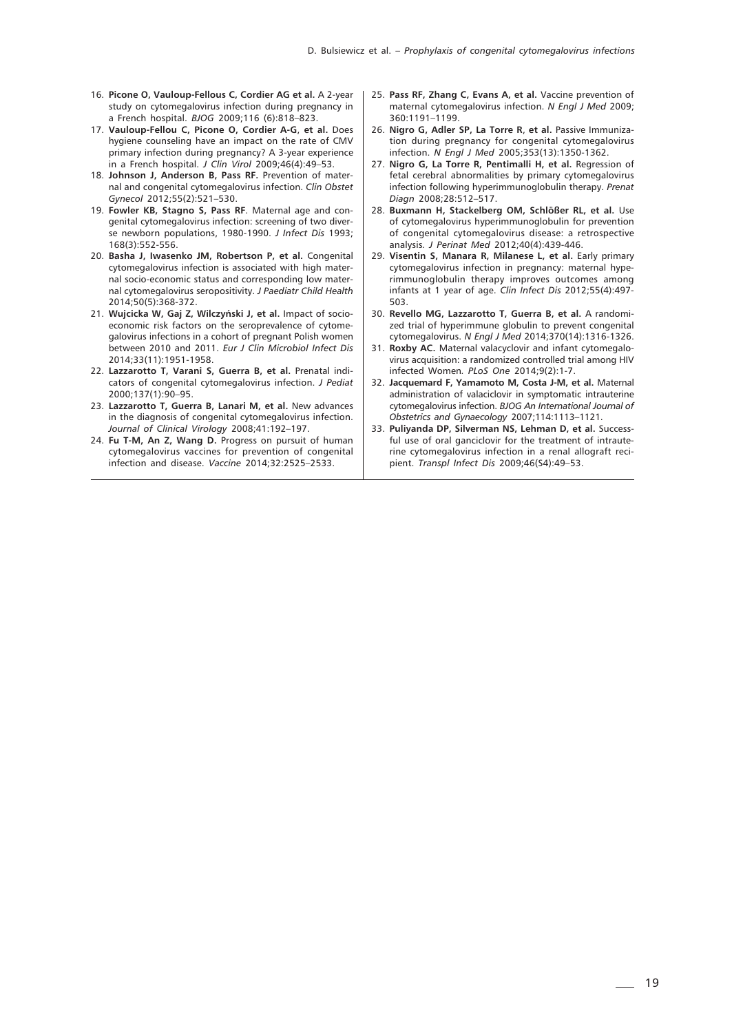16. **Picone O, Vauloup-Fellous C, Cordier AG et al.** A 2-year study on cytomegalovirus infection during pregnancy in a French hospital. *BJOG* 2009;116 (6):818–823.
17. **Vauloup-Fellou C, Picone O, Cordier A-G**, **et al.** Does hygiene counseling have an impact on the rate of CMV primary infection during pregnancy? A 3-year experience in a French hospital. *J Clin Virol* 2009;46(4):49–53.
18. **Johnson J, Anderson B, Pass RF.** Prevention of maternal and congenital cytomegalovirus infection. *Clin Obstet Gynecol* 2012;55(2):521–530.
19. **Fowler KB, Stagno S, Pass RF**. Maternal age and congenital cytomegalovirus infection: screening of two diverse newborn populations, 1980-1990. *J Infect Dis* 1993; 168(3):552-556.
20. **Basha J, Iwasenko JM, Robertson P, et al.** Congenital cytomegalovirus infection is associated with high maternal socio-economic status and corresponding low maternal cytomegalovirus seropositivity. *J Paediatr Child Health* 2014;50(5):368-372.
21. **Wujcicka W, Gaj Z, Wilczyński J, et al.** Impact of socioeconomic risk factors on the seroprevalence of cytomegalovirus infections in a cohort of pregnant Polish women between 2010 and 2011. *Eur J Clin Microbiol Infect Dis* 2014;33(11):1951-1958.
22. **Lazzarotto T, Varani S, Guerra B, et al.** Prenatal indicators of congenital cytomegalovirus infection. *J Pediat* 2000;137(1):90–95.
23. **Lazzarotto T, Guerra B, Lanari M, et al.** New advances in the diagnosis of congenital cytomegalovirus infection. *Journal of Clinical Virology* 2008;41:192–197.
24. **Fu T-M, An Z, Wang D.** Progress on pursuit of human cytomegalovirus vaccines for prevention of congenital infection and disease. *Vaccine* 2014;32:2525–2533.
25. **Pass RF, Zhang C, Evans A, et al.** Vaccine prevention of maternal cytomegalovirus infection. *N Engl J Med* 2009; 360:1191–1199.
26. **Nigro G, Adler SP, La Torre R**, **et al.** Passive Immunization during pregnancy for congenital cytomegalovirus infection. *N Engl J Med* 2005;353(13):1350-1362.
27. **Nigro G, La Torre R, Pentimalli H, et al.** Regression of fetal cerebral abnormalities by primary cytomegalovirus infection following hyperimmunoglobulin therapy. *Prenat Diagn* 2008;28:512–517.
28. **Buxmann H, Stackelberg OM, Schlößer RL, et al.** Use of cytomegalovirus hyperimmunoglobulin for prevention of congenital cytomegalovirus disease: a retrospective analysis. *J Perinat Med* 2012;40(4):439-446.
29. **Visentin S, Manara R, Milanese L, et al.** Early primary cytomegalovirus infection in pregnancy: maternal hyperimmunoglobulin therapy improves outcomes among infants at 1 year of age. *Clin Infect Dis* 2012;55(4):497-503.
30. **Revello MG, Lazzarotto T, Guerra B, et al.** A randomized trial of hyperimmune globulin to prevent congenital cytomegalovirus. *N Engl J Med* 2014;370(14):1316-1326.
31. **Roxby AC.** Maternal valacyclovir and infant cytomegalovirus acquisition: a randomized controlled trial among HIV infected Women. *PLoS One* 2014;9(2):1-7.
32. **Jacquemard F, Yamamoto M, Costa J-M, et al.** Maternal administration of valaciclovir in symptomatic intrauterine cytomegalovirus infection. *BJOG An International Journal of Obstetrics and Gynaecology* 2007;114:1113–1121.
33. **Puliyanda DP, Silverman NS, Lehman D, et al.** Successful use of oral ganciclovir for the treatment of intrauterine cytomegalovirus infection in a renal allograft recipient. *Transpl Infect Dis* 2009;46(S4):49–53.